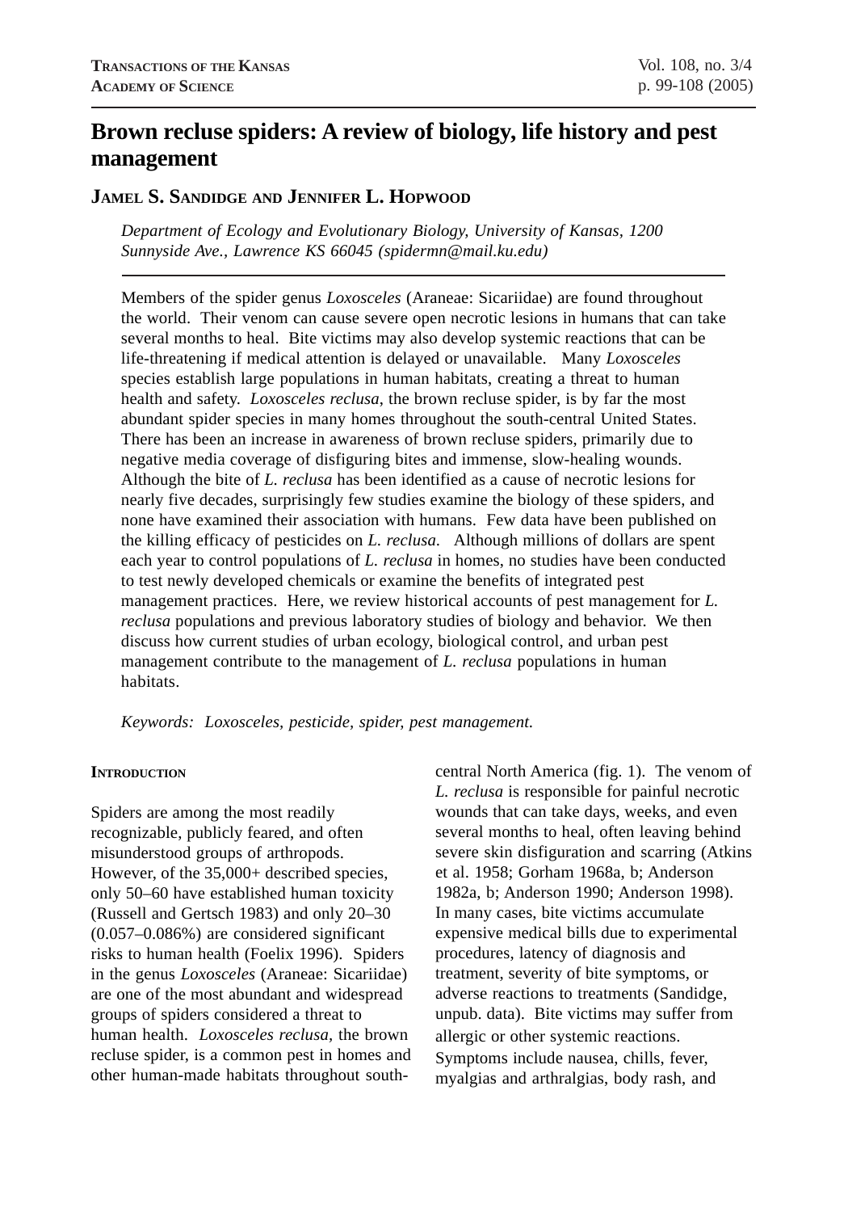# Brown recluse spiders: A review of biology, life history and pest management

**Jamel S. Sandidge and Jennifer L. Hopwood**

*Department of Ecology and Evolutionary Biology, University of Kansas, 1200 Sunnyside Ave., Lawrence KS 66045 (spidermn@mail.ku.edu)*

Members of the spider genus *Loxosceles* (Araneae: Sicariidae) are found throughout the world. Their venom can cause severe open necrotic lesions in humans that can take several months to heal. Bite victims may also develop systemic reactions that can be life-threatening if medical attention is delayed or unavailable. Many *Loxosceles* species establish large populations in human habitats, creating a threat to human health and safety. *Loxosceles reclusa*, the brown recluse spider, is by far the most abundant spider species in many homes throughout the south-central United States. There has been an increase in awareness of brown recluse spiders, primarily due to negative media coverage of disfiguring bites and immense, slow-healing wounds. Although the bite of *L. reclusa* has been identified as a cause of necrotic lesions for nearly five decades, surprisingly few studies examine the biology of these spiders, and none have examined their association with humans. Few data have been published on the killing efficacy of pesticides on *L. reclusa*. Although millions of dollars are spent each year to control populations of *L. reclusa* in homes, no studies have been conducted to test newly developed chemicals or examine the benefits of integrated pest management practices. Here, we review historical accounts of pest management for *L. reclusa* populations and previous laboratory studies of biology and behavior. We then discuss how current studies of urban ecology, biological control, and urban pest management contribute to the management of *L. reclusa* populations in human habitats.

*Keywords: Loxosceles, pesticide, spider, pest management.*

## Introduction

Spiders are among the most readily recognizable, publicly feared, and often misunderstood groups of arthropods. However, of the 35,000+ described species, only 50–60 have established human toxicity (Russell and Gertsch 1983) and only 20–30 (0.057–0.086%) are considered significant risks to human health (Foelix 1996). Spiders in the genus *Loxosceles* (Araneae: Sicariidae) are one of the most abundant and widespread groups of spiders considered a threat to human health. *Loxosceles reclusa*, the brown recluse spider, is a common pest in homes and other human-made habitats throughout south-central North America (fig. 1). The venom of *L. reclusa* is responsible for painful necrotic wounds that can take days, weeks, and even several months to heal, often leaving behind severe skin disfiguration and scarring (Atkins et al. 1958; Gorham 1968a, b; Anderson 1982a, b; Anderson 1990; Anderson 1998). In many cases, bite victims accumulate expensive medical bills due to experimental procedures, latency of diagnosis and treatment, severity of bite symptoms, or adverse reactions to treatments (Sandidge, unpub. data). Bite victims may suffer from allergic or other systemic reactions. Symptoms include nausea, chills, fever, myalgias and arthralgias, body rash, and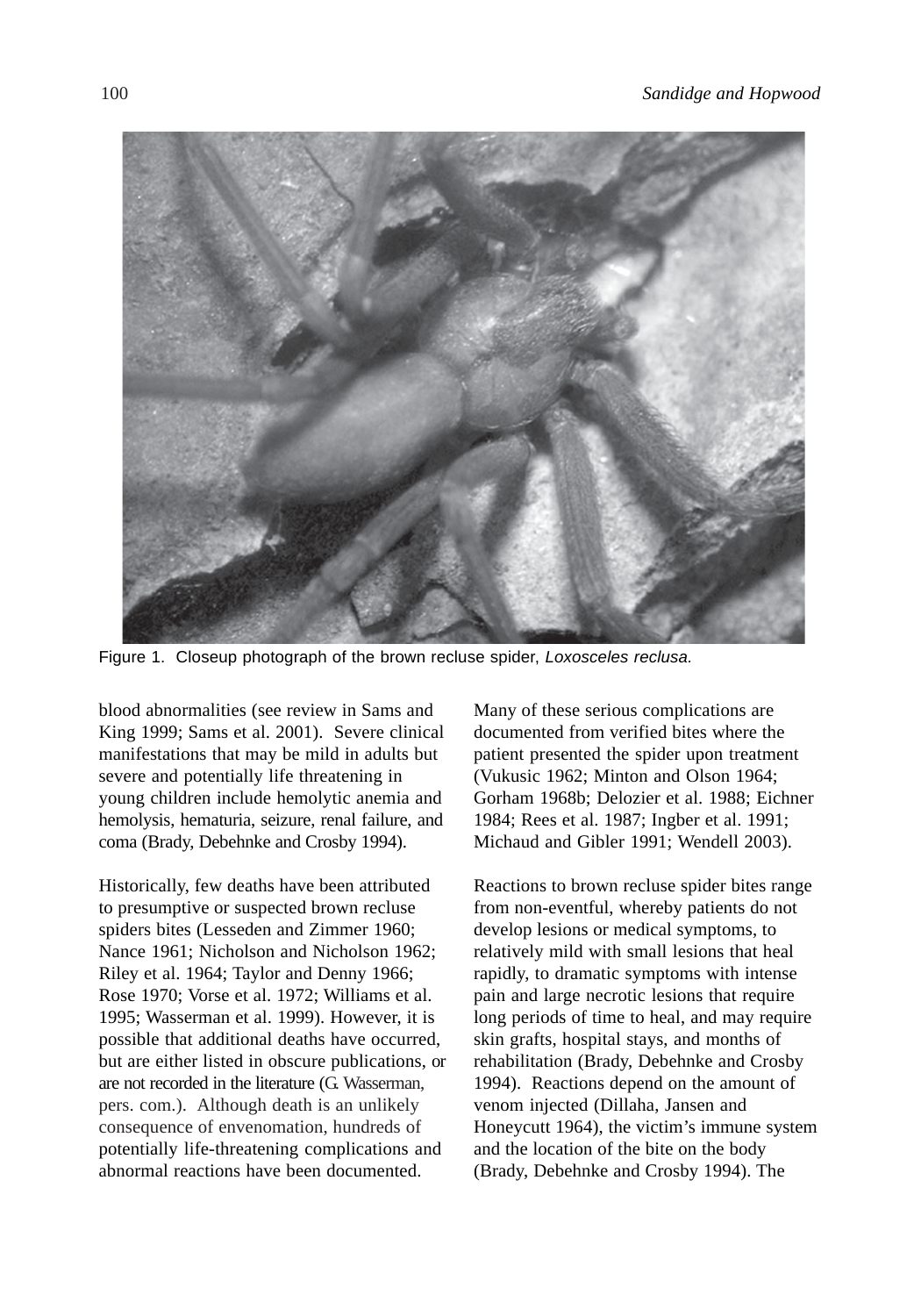Figure 1. Closeup photograph of the brown recluse spider, *Loxosceles reclusa.*

blood abnormalities (see review in Sams and King 1999; Sams et al. 2001). Severe clinical manifestations that may be mild in adults but severe and potentially life threatening in young children include hemolytic anemia and hemolysis, hematuria, seizure, renal failure, and coma (Brady, Debehnke and Crosby 1994).

Historically, few deaths have been attributed to presumptive or suspected brown recluse spiders bites (Lesseden and Zimmer 1960; Nance 1961; Nicholson and Nicholson 1962; Riley et al. 1964; Taylor and Denny 1966; Rose 1970; Vorse et al. 1972; Williams et al. 1995; Wasserman et al. 1999). However, it is possible that additional deaths have occurred, but are either listed in obscure publications, or are not recorded in the literature (G. Wasserman, pers. com.). Although death is an unlikely consequence of envenomation, hundreds of potentially life-threatening complications and abnormal reactions have been documented. Many of these serious complications are documented from verified bites where the patient presented the spider upon treatment (Vukusic 1962; Minton and Olson 1964; Gorham 1968b; Delozier et al. 1988; Eichner 1984; Rees et al. 1987; Ingber et al. 1991; Michaud and Gibler 1991; Wendell 2003).

Reactions to brown recluse spider bites range from non-eventful, whereby patients do not develop lesions or medical symptoms, to relatively mild with small lesions that heal rapidly, to dramatic symptoms with intense pain and large necrotic lesions that require long periods of time to heal, and may require skin grafts, hospital stays, and months of rehabilitation (Brady, Debehnke and Crosby 1994). Reactions depend on the amount of venom injected (Dillaha, Jansen and Honeycutt 1964), the victim's immune system and the location of the bite on the body (Brady, Debehnke and Crosby 1994). The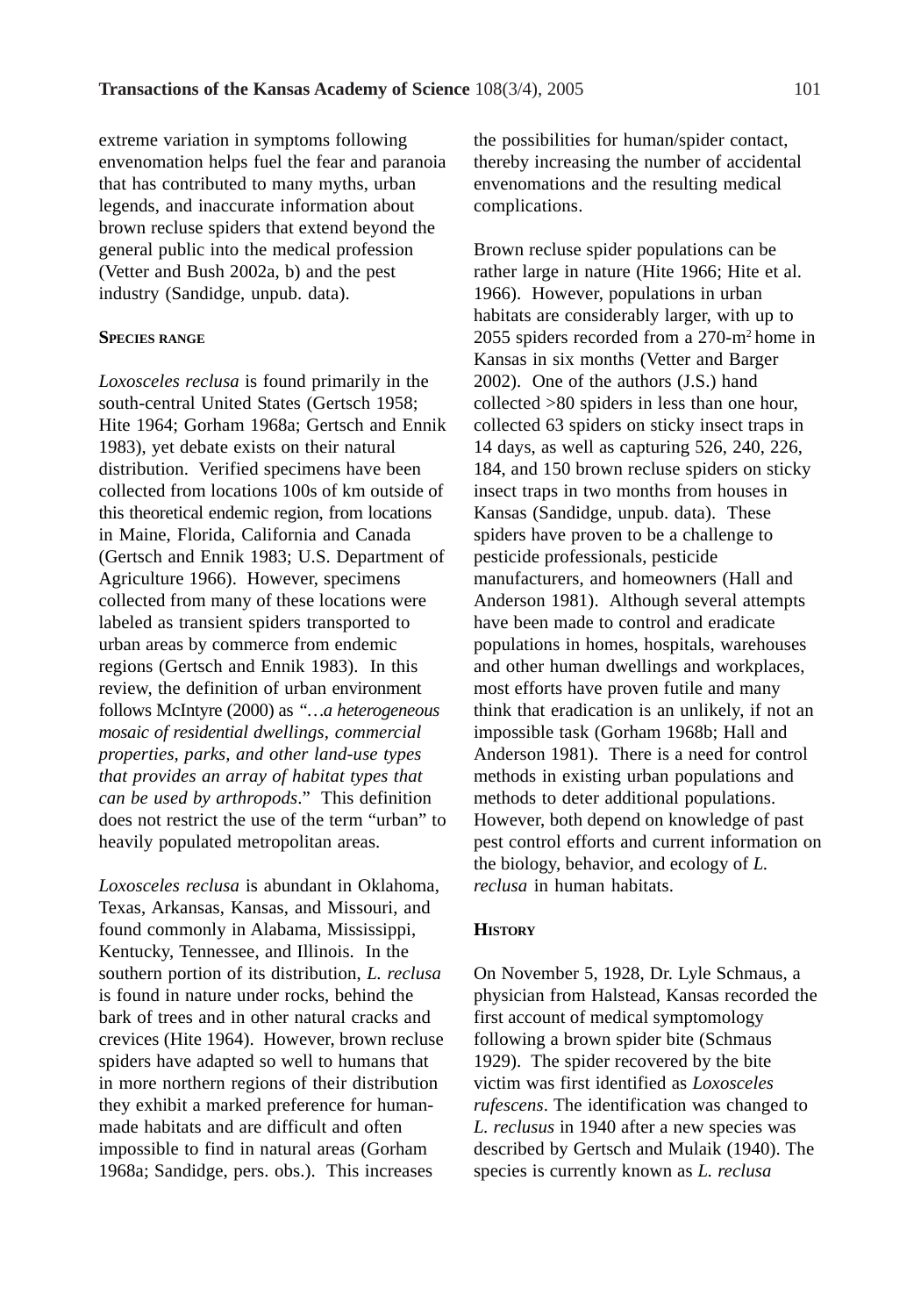extreme variation in symptoms following envenomation helps fuel the fear and paranoia that has contributed to many myths, urban legends, and inaccurate information about brown recluse spiders that extend beyond the general public into the medical profession (Vetter and Bush 2002a, b) and the pest industry (Sandidge, unpub. data).

## Species range

*Loxosceles reclusa* is found primarily in the south-central United States (Gertsch 1958; Hite 1964; Gorham 1968a; Gertsch and Ennik 1983), yet debate exists on their natural distribution. Verified specimens have been collected from locations 100s of km outside of this theoretical endemic region, from locations in Maine, Florida, California and Canada (Gertsch and Ennik 1983; U.S. Department of Agriculture 1966). However, specimens collected from many of these locations were labeled as transient spiders transported to urban areas by commerce from endemic regions (Gertsch and Ennik 1983). In this review, the definition of urban environment follows McIntyre (2000) as "*…a heterogeneous mosaic of residential dwellings, commercial properties, parks, and other land-use types that provides an array of habitat types that can be used by arthropods*." This definition does not restrict the use of the term "urban" to heavily populated metropolitan areas.

*Loxosceles reclusa* is abundant in Oklahoma, Texas, Arkansas, Kansas, and Missouri, and found commonly in Alabama, Mississippi, Kentucky, Tennessee, and Illinois. In the southern portion of its distribution, *L. reclusa* is found in nature under rocks, behind the bark of trees and in other natural cracks and crevices (Hite 1964). However, brown recluse spiders have adapted so well to humans that in more northern regions of their distribution they exhibit a marked preference for human-made habitats and are difficult and often impossible to find in natural areas (Gorham 1968a; Sandidge, pers. obs.). This increases the possibilities for human/spider contact, thereby increasing the number of accidental envenomations and the resulting medical complications.

Brown recluse spider populations can be rather large in nature (Hite 1966; Hite et al. 1966). However, populations in urban habitats are considerably larger, with up to 2055 spiders recorded from a 270-$m^2$ home in Kansas in six months (Vetter and Barger 2002). One of the authors (J.S.) hand collected >80 spiders in less than one hour, collected 63 spiders on sticky insect traps in 14 days, as well as capturing 526, 240, 226, 184, and 150 brown recluse spiders on sticky insect traps in two months from houses in Kansas (Sandidge, unpub. data). These spiders have proven to be a challenge to pesticide professionals, pesticide manufacturers, and homeowners (Hall and Anderson 1981). Although several attempts have been made to control and eradicate populations in homes, hospitals, warehouses and other human dwellings and workplaces, most efforts have proven futile and many think that eradication is an unlikely, if not an impossible task (Gorham 1968b; Hall and Anderson 1981). There is a need for control methods in existing urban populations and methods to deter additional populations. However, both depend on knowledge of past pest control efforts and current information on the biology, behavior, and ecology of *L. reclusa* in human habitats.

## History

On November 5, 1928, Dr. Lyle Schmaus, a physician from Halstead, Kansas recorded the first account of medical symptomology following a brown spider bite (Schmaus 1929). The spider recovered by the bite victim was first identified as *Loxosceles rufescens*. The identification was changed to *L. reclusus* in 1940 after a new species was described by Gertsch and Mulaik (1940). The species is currently known as *L. reclusa*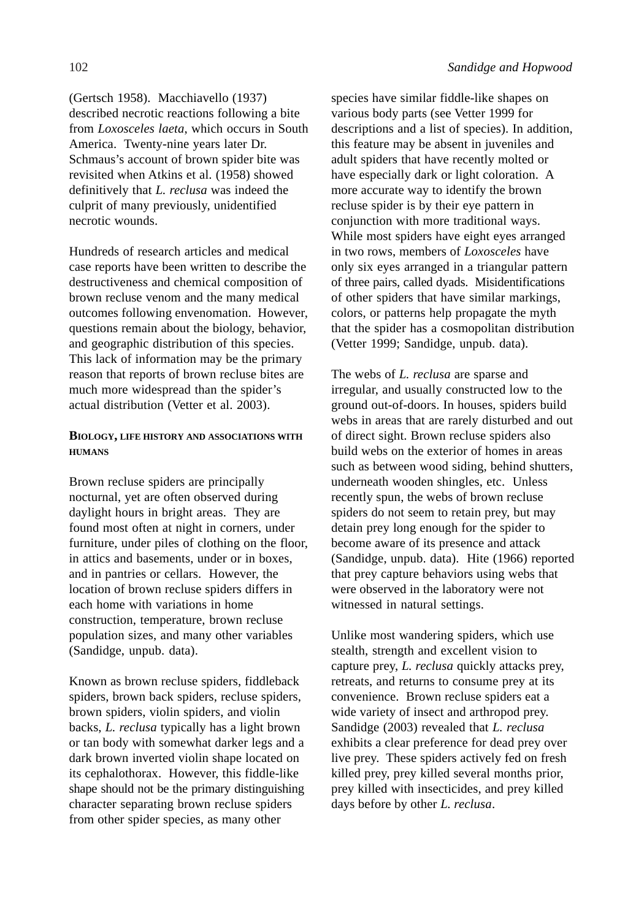(Gertsch 1958). Macchiavello (1937) described necrotic reactions following a bite from *Loxosceles laeta*, which occurs in South America. Twenty-nine years later Dr. Schmaus's account of brown spider bite was revisited when Atkins et al. (1958) showed definitively that *L. reclusa* was indeed the culprit of many previously, unidentified necrotic wounds.

Hundreds of research articles and medical case reports have been written to describe the destructiveness and chemical composition of brown recluse venom and the many medical outcomes following envenomation. However, questions remain about the biology, behavior, and geographic distribution of this species. This lack of information may be the primary reason that reports of brown recluse bites are much more widespread than the spider's actual distribution (Vetter et al. 2003).

## BIOLOGY, LIFE HISTORY AND ASSOCIATIONS WITH HUMANS

Brown recluse spiders are principally nocturnal, yet are often observed during daylight hours in bright areas. They are found most often at night in corners, under furniture, under piles of clothing on the floor, in attics and basements, under or in boxes, and in pantries or cellars. However, the location of brown recluse spiders differs in each home with variations in home construction, temperature, brown recluse population sizes, and many other variables (Sandidge, unpub. data).

Known as brown recluse spiders, fiddleback spiders, brown back spiders, recluse spiders, brown spiders, violin spiders, and violin backs, *L. reclusa* typically has a light brown or tan body with somewhat darker legs and a dark brown inverted violin shape located on its cephalothorax. However, this fiddle-like shape should not be the primary distinguishing character separating brown recluse spiders from other spider species, as many other species have similar fiddle-like shapes on various body parts (see Vetter 1999 for descriptions and a list of species). In addition, this feature may be absent in juveniles and adult spiders that have recently molted or have especially dark or light coloration. A more accurate way to identify the brown recluse spider is by their eye pattern in conjunction with more traditional ways. While most spiders have eight eyes arranged in two rows, members of *Loxosceles* have only six eyes arranged in a triangular pattern of three pairs, called dyads. Misidentifications of other spiders that have similar markings, colors, or patterns help propagate the myth that the spider has a cosmopolitan distribution (Vetter 1999; Sandidge, unpub. data).

The webs of *L. reclusa* are sparse and irregular, and usually constructed low to the ground out-of-doors. In houses, spiders build webs in areas that are rarely disturbed and out of direct sight. Brown recluse spiders also build webs on the exterior of homes in areas such as between wood siding, behind shutters, underneath wooden shingles, etc. Unless recently spun, the webs of brown recluse spiders do not seem to retain prey, but may detain prey long enough for the spider to become aware of its presence and attack (Sandidge, unpub. data). Hite (1966) reported that prey capture behaviors using webs that were observed in the laboratory were not witnessed in natural settings.

Unlike most wandering spiders, which use stealth, strength and excellent vision to capture prey, *L. reclusa* quickly attacks prey, retreats, and returns to consume prey at its convenience. Brown recluse spiders eat a wide variety of insect and arthropod prey. Sandidge (2003) revealed that *L. reclusa* exhibits a clear preference for dead prey over live prey. These spiders actively fed on fresh killed prey, prey killed several months prior, prey killed with insecticides, and prey killed days before by other *L. reclusa*.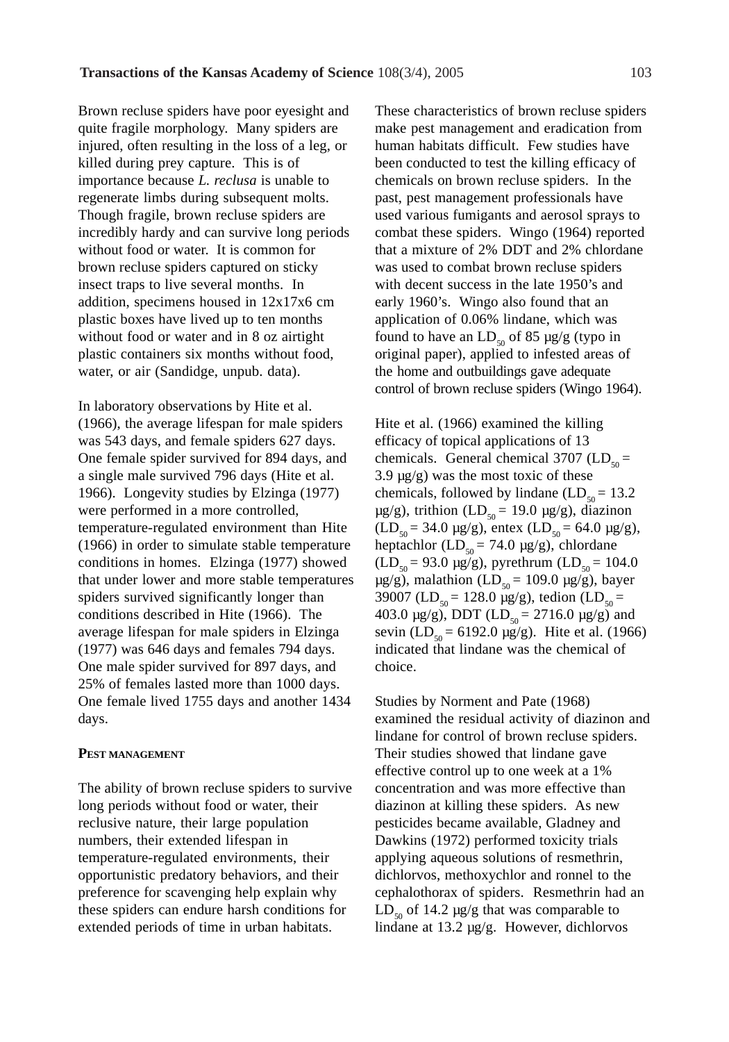Brown recluse spiders have poor eyesight and quite fragile morphology. Many spiders are injured, often resulting in the loss of a leg, or killed during prey capture. This is of importance because *L. reclusa* is unable to regenerate limbs during subsequent molts. Though fragile, brown recluse spiders are incredibly hardy and can survive long periods without food or water. It is common for brown recluse spiders captured on sticky insect traps to live several months. In addition, specimens housed in 12x17x6 cm plastic boxes have lived up to ten months without food or water and in 8 oz airtight plastic containers six months without food, water, or air (Sandidge, unpub. data).

In laboratory observations by Hite et al. (1966), the average lifespan for male spiders was 543 days, and female spiders 627 days. One female spider survived for 894 days, and a single male survived 796 days (Hite et al. 1966). Longevity studies by Elzinga (1977) were performed in a more controlled, temperature-regulated environment than Hite (1966) in order to simulate stable temperature conditions in homes. Elzinga (1977) showed that under lower and more stable temperatures spiders survived significantly longer than conditions described in Hite (1966). The average lifespan for male spiders in Elzinga (1977) was 646 days and females 794 days. One male spider survived for 897 days, and 25% of females lasted more than 1000 days. One female lived 1755 days and another 1434 days.

## Pest management

The ability of brown recluse spiders to survive long periods without food or water, their reclusive nature, their large population numbers, their extended lifespan in temperature-regulated environments, their opportunistic predatory behaviors, and their preference for scavenging help explain why these spiders can endure harsh conditions for extended periods of time in urban habitats.

These characteristics of brown recluse spiders make pest management and eradication from human habitats difficult. Few studies have been conducted to test the killing efficacy of chemicals on brown recluse spiders. In the past, pest management professionals have used various fumigants and aerosol sprays to combat these spiders. Wingo (1964) reported that a mixture of 2% DDT and 2% chlordane was used to combat brown recluse spiders with decent success in the late 1950's and early 1960's. Wingo also found that an application of 0.06% lindane, which was found to have an $LD_{50}$ of 85 µg/g (typo in original paper), applied to infested areas of the home and outbuildings gave adequate control of brown recluse spiders (Wingo 1964).

Hite et al. (1966) examined the killing efficacy of topical applications of 13 chemicals. General chemical 3707 ($LD_{50}$ = 3.9 µg/g) was the most toxic of these chemicals, followed by lindane ($LD_{50}$ = 13.2 µg/g), trithion ($LD_{50}$ = 19.0 µg/g), diazinon ($LD_{50}$ = 34.0 µg/g), entex ($LD_{50}$ = 64.0 µg/g), heptachlor ($LD_{50}$ = 74.0 µg/g), chlordane ($LD_{50}$ = 93.0 µg/g), pyrethrum ($LD_{50}$ = 104.0 µg/g), malathion ($LD_{50}$ = 109.0 µg/g), bayer 39007 ($LD_{50}$ = 128.0 µg/g), tedion ($LD_{50}$ = 403.0 µg/g), DDT ($LD_{50}$ = 2716.0 µg/g) and sevin ($LD_{50}$ = 6192.0 µg/g). Hite et al. (1966) indicated that lindane was the chemical of choice.

Studies by Norment and Pate (1968) examined the residual activity of diazinon and lindane for control of brown recluse spiders. Their studies showed that lindane gave effective control up to one week at a 1% concentration and was more effective than diazinon at killing these spiders. As new pesticides became available, Gladney and Dawkins (1972) performed toxicity trials applying aqueous solutions of resmethrin, dichlorvos, methoxychlor and ronnel to the cephalothorax of spiders. Resmethrin had an $LD_{50}$ of 14.2 µg/g that was comparable to lindane at 13.2 µg/g. However, dichlorvos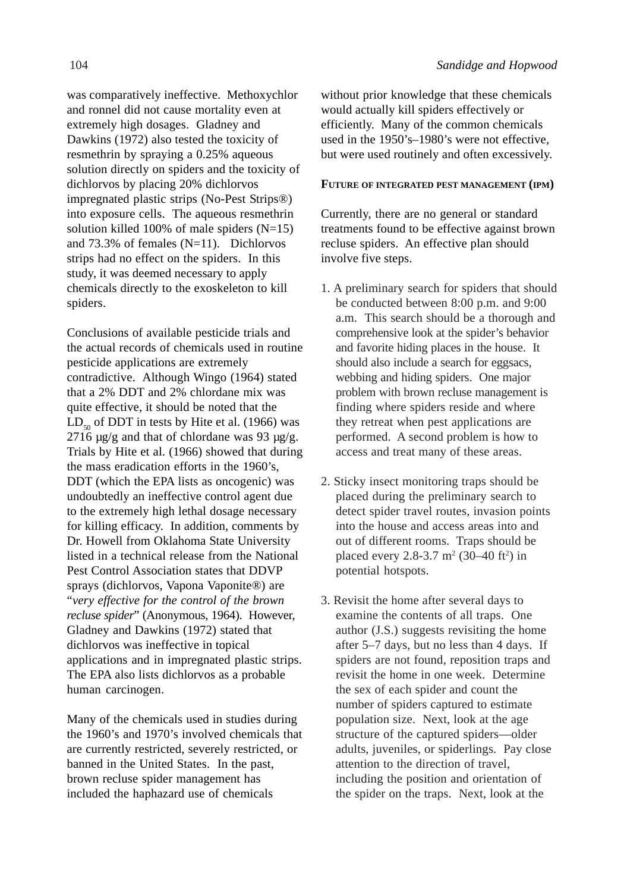was comparatively ineffective. Methoxychlor and ronnel did not cause mortality even at extremely high dosages. Gladney and Dawkins (1972) also tested the toxicity of resmethrin by spraying a 0.25% aqueous solution directly on spiders and the toxicity of dichlorvos by placing 20% dichlorvos impregnated plastic strips (No-Pest Strips®) into exposure cells. The aqueous resmethrin solution killed 100% of male spiders (N=15) and 73.3% of females (N=11). Dichlorvos strips had no effect on the spiders. In this study, it was deemed necessary to apply chemicals directly to the exoskeleton to kill spiders.

Conclusions of available pesticide trials and the actual records of chemicals used in routine pesticide applications are extremely contradictive. Although Wingo (1964) stated that a 2% DDT and 2% chlordane mix was quite effective, it should be noted that the $LD_{50}$ of DDT in tests by Hite et al. (1966) was 2716 µg/g and that of chlordane was 93 µg/g. Trials by Hite et al. (1966) showed that during the mass eradication efforts in the 1960's, DDT (which the EPA lists as oncogenic) was undoubtedly an ineffective control agent due to the extremely high lethal dosage necessary for killing efficacy. In addition, comments by Dr. Howell from Oklahoma State University listed in a technical release from the National Pest Control Association states that DDVP sprays (dichlorvos, Vapona Vaponite®) are "*very effective for the control of the brown recluse spider*" (Anonymous, 1964). However, Gladney and Dawkins (1972) stated that dichlorvos was ineffective in topical applications and in impregnated plastic strips. The EPA also lists dichlorvos as a probable human carcinogen.

Many of the chemicals used in studies during the 1960's and 1970's involved chemicals that are currently restricted, severely restricted, or banned in the United States. In the past, brown recluse spider management has included the haphazard use of chemicals without prior knowledge that these chemicals would actually kill spiders effectively or efficiently. Many of the common chemicals used in the 1950's–1980's were not effective, but were used routinely and often excessively.

## FUTURE OF INTEGRATED PEST MANAGEMENT (IPM)

Currently, there are no general or standard treatments found to be effective against brown recluse spiders. An effective plan should involve five steps.

1. A preliminary search for spiders that should be conducted between 8:00 p.m. and 9:00 a.m. This search should be a thorough and comprehensive look at the spider's behavior and favorite hiding places in the house. It should also include a search for eggsacs, webbing and hiding spiders. One major problem with brown recluse management is finding where spiders reside and where they retreat when pest applications are performed. A second problem is how to access and treat many of these areas.

2. Sticky insect monitoring traps should be placed during the preliminary search to detect spider travel routes, invasion points into the house and access areas into and out of different rooms. Traps should be placed every 2.8-3.7 $m^2$ (30–40 $ft^2$) in potential hotspots.

3. Revisit the home after several days to examine the contents of all traps. One author (J.S.) suggests revisiting the home after 5–7 days, but no less than 4 days. If spiders are not found, reposition traps and revisit the home in one week. Determine the sex of each spider and count the number of spiders captured to estimate population size. Next, look at the age structure of the captured spiders—older adults, juveniles, or spiderlings. Pay close attention to the direction of travel, including the position and orientation of the spider on the traps. Next, look at the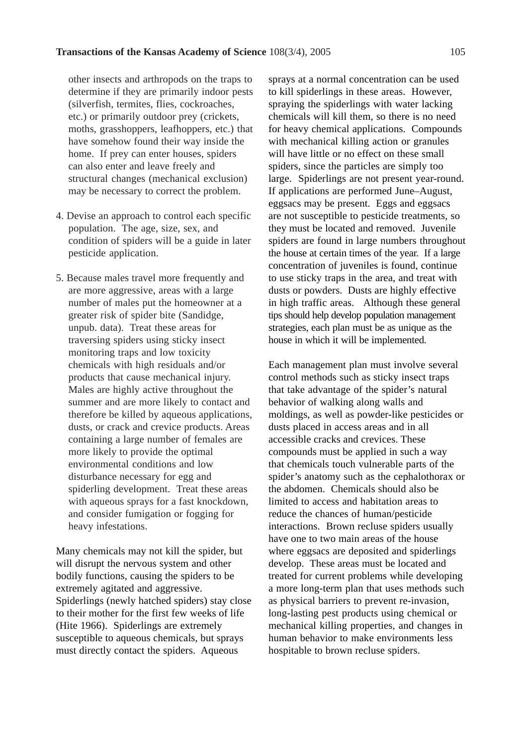other insects and arthropods on the traps to determine if they are primarily indoor pests (silverfish, termites, flies, cockroaches, etc.) or primarily outdoor prey (crickets, moths, grasshoppers, leafhoppers, etc.) that have somehow found their way inside the home. If prey can enter houses, spiders can also enter and leave freely and structural changes (mechanical exclusion) may be necessary to correct the problem.

4. Devise an approach to control each specific population. The age, size, sex, and condition of spiders will be a guide in later pesticide application.

5. Because males travel more frequently and are more aggressive, areas with a large number of males put the homeowner at a greater risk of spider bite (Sandidge, unpub. data). Treat these areas for traversing spiders using sticky insect monitoring traps and low toxicity chemicals with high residuals and/or products that cause mechanical injury. Males are highly active throughout the summer and are more likely to contact and therefore be killed by aqueous applications, dusts, or crack and crevice products. Areas containing a large number of females are more likely to provide the optimal environmental conditions and low disturbance necessary for egg and spiderling development. Treat these areas with aqueous sprays for a fast knockdown, and consider fumigation or fogging for heavy infestations.

Many chemicals may not kill the spider, but will disrupt the nervous system and other bodily functions, causing the spiders to be extremely agitated and aggressive. Spiderlings (newly hatched spiders) stay close to their mother for the first few weeks of life (Hite 1966). Spiderlings are extremely susceptible to aqueous chemicals, but sprays must directly contact the spiders. Aqueous sprays at a normal concentration can be used to kill spiderlings in these areas. However, spraying the spiderlings with water lacking chemicals will kill them, so there is no need for heavy chemical applications. Compounds with mechanical killing action or granules will have little or no effect on these small spiders, since the particles are simply too large. Spiderlings are not present year-round. If applications are performed June–August, eggsacs may be present. Eggs and eggsacs are not susceptible to pesticide treatments, so they must be located and removed. Juvenile spiders are found in large numbers throughout the house at certain times of the year. If a large concentration of juveniles is found, continue to use sticky traps in the area, and treat with dusts or powders. Dusts are highly effective in high traffic areas. Although these general tips should help develop population management strategies, each plan must be as unique as the house in which it will be implemented.

Each management plan must involve several control methods such as sticky insect traps that take advantage of the spider's natural behavior of walking along walls and moldings, as well as powder-like pesticides or dusts placed in access areas and in all accessible cracks and crevices. These compounds must be applied in such a way that chemicals touch vulnerable parts of the spider's anatomy such as the cephalothorax or the abdomen. Chemicals should also be limited to access and habitation areas to reduce the chances of human/pesticide interactions. Brown recluse spiders usually have one to two main areas of the house where eggsacs are deposited and spiderlings develop. These areas must be located and treated for current problems while developing a more long-term plan that uses methods such as physical barriers to prevent re-invasion, long-lasting pest products using chemical or mechanical killing properties, and changes in human behavior to make environments less hospitable to brown recluse spiders.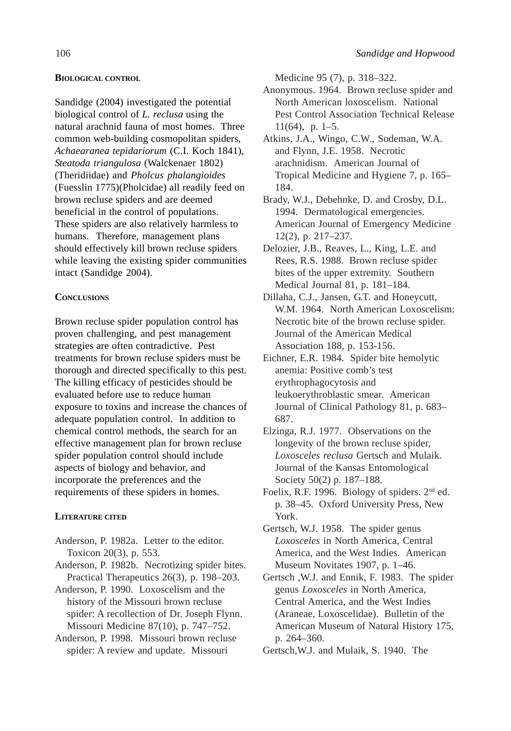## Biological control

Sandidge (2004) investigated the potential biological control of *L. reclusa* using the natural arachnid fauna of most homes. Three common web-building cosmopolitan spiders, *Achaearanea tepidariorum* (C.I. Koch 1841), *Steatoda triangulosa* (Walckenaer 1802) (Theridiidae) and *Pholcus phalangioides* (Fuesslin 1775)(Pholcidae) all readily feed on brown recluse spiders and are deemed beneficial in the control of populations. These spiders are also relatively harmless to humans. Therefore, management plans should effectively kill brown recluse spiders while leaving the existing spider communities intact (Sandidge 2004).

## Conclusions

Brown recluse spider population control has proven challenging, and pest management strategies are often contradictive. Pest treatments for brown recluse spiders must be thorough and directed specifically to this pest. The killing efficacy of pesticides should be evaluated before use to reduce human exposure to toxins and increase the chances of adequate population control. In addition to chemical control methods, the search for an effective management plan for brown recluse spider population control should include aspects of biology and behavior, and incorporate the preferences and the requirements of these spiders in homes.

## Literature cited

Anderson, P. 1982a. Letter to the editor. Toxicon 20(3), p. 553.

Anderson, P. 1982b. Necrotizing spider bites. Practical Therapeutics 26(3), p. 198–203.

Anderson, P. 1990. Loxoscelism and the history of the Missouri brown recluse spider: A recollection of Dr. Joseph Flynn. Missouri Medicine 87(10), p. 747–752.

Anderson, P. 1998. Missouri brown recluse spider: A review and update. Missouri Medicine 95 (7), p. 318–322.

Anonymous. 1964. Brown recluse spider and North American loxoscelism. National Pest Control Association Technical Release 11(64), p. 1–5.

Atkins, J.A., Wingo, C.W., Sodeman, W.A. and Flynn, J.E. 1958. Necrotic arachnidism. American Journal of Tropical Medicine and Hygiene 7, p. 165–184.

Brady, W.J., Debehnke, D. and Crosby, D.L. 1994. Dermatological emergencies. American Journal of Emergency Medicine 12(2), p. 217–237.

Delozier, J.B., Reaves, L., King, L.E. and Rees, R.S. 1988. Brown recluse spider bites of the upper extremity. Southern Medical Journal 81, p. 181–184.

Dillaha, C.J., Jansen, G.T. and Honeycutt, W.M. 1964. North American Loxoscelism: Necrotic bite of the brown recluse spider. Journal of the American Medical Association 188, p. 153-156.

Eichner, E.R. 1984. Spider bite hemolytic anemia: Positive comb's test erythrophagocytosis and leukoerythroblastic smear. American Journal of Clinical Pathology 81, p. 683–687.

Elzinga, R.J. 1977. Observations on the longevity of the brown recluse spider, *Loxosceles reclusa* Gertsch and Mulaik. Journal of the Kansas Entomological Society 50(2) p. 187–188.

Foelix, R.F. 1996. Biology of spiders. 2nd ed. p. 38–45. Oxford University Press, New York.

Gertsch, W.J. 1958. The spider genus *Loxosceles* in North America, Central America, and the West Indies. American Museum Novitates 1907, p. 1–46.

Gertsch ,W.J. and Ennik, F. 1983. The spider genus *Loxosceles* in North America, Central America, and the West Indies (Araneae, Loxoscelidae). Bulletin of the American Museum of Natural History 175, p. 264–360.

Gertsch,W.J. and Mulaik, S. 1940. The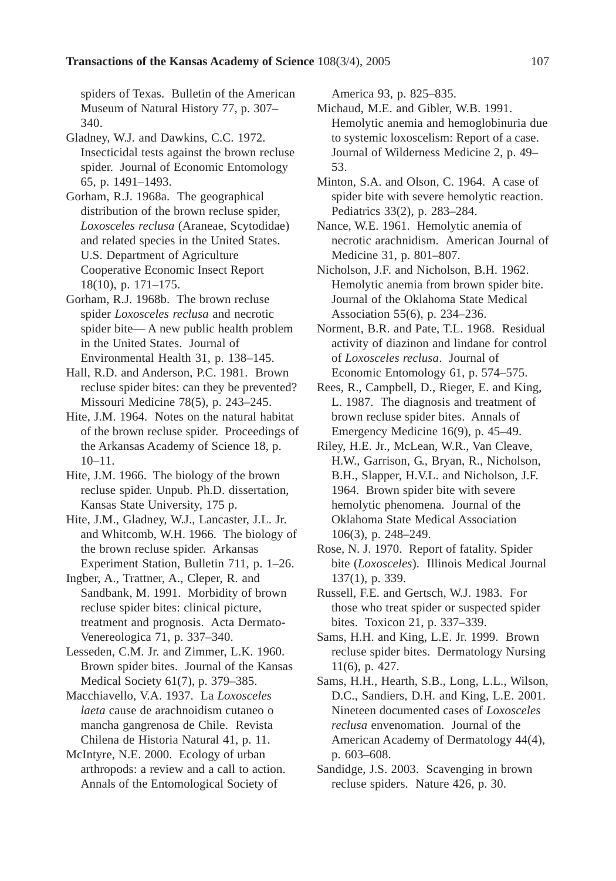spiders of Texas. Bulletin of the American Museum of Natural History 77, p. 307–340.

Gladney, W.J. and Dawkins, C.C. 1972. Insecticidal tests against the brown recluse spider. Journal of Economic Entomology 65, p. 1491–1493.

Gorham, R.J. 1968a. The geographical distribution of the brown recluse spider, *Loxosceles reclusa* (Araneae, Scytodidae) and related species in the United States. U.S. Department of Agriculture Cooperative Economic Insect Report 18(10), p. 171–175.

Gorham, R.J. 1968b. The brown recluse spider *Loxosceles reclusa* and necrotic spider bite— A new public health problem in the United States. Journal of Environmental Health 31, p. 138–145.

Hall, R.D. and Anderson, P.C. 1981. Brown recluse spider bites: can they be prevented? Missouri Medicine 78(5), p. 243–245.

Hite, J.M. 1964. Notes on the natural habitat of the brown recluse spider. Proceedings of the Arkansas Academy of Science 18, p. 10–11.

Hite, J.M. 1966. The biology of the brown recluse spider. Unpub. Ph.D. dissertation, Kansas State University, 175 p.

Hite, J.M., Gladney, W.J., Lancaster, J.L. Jr. and Whitcomb, W.H. 1966. The biology of the brown recluse spider. Arkansas Experiment Station, Bulletin 711, p. 1–26.

Ingber, A., Trattner, A., Cleper, R. and Sandbank, M. 1991. Morbidity of brown recluse spider bites: clinical picture, treatment and prognosis. Acta Dermato-Venereologica 71, p. 337–340.

Lesseden, C.M. Jr. and Zimmer, L.K. 1960. Brown spider bites. Journal of the Kansas Medical Society 61(7), p. 379–385.

Macchiavello, V.A. 1937. La *Loxosceles laeta* cause de arachnoidism cutaneo o mancha gangrenosa de Chile. Revista Chilena de Historia Natural 41, p. 11.

McIntyre, N.E. 2000. Ecology of urban arthropods: a review and a call to action. Annals of the Entomological Society of America 93, p. 825–835.

Michaud, M.E. and Gibler, W.B. 1991. Hemolytic anemia and hemoglobinuria due to systemic loxoscelism: Report of a case. Journal of Wilderness Medicine 2, p. 49–53.

Minton, S.A. and Olson, C. 1964. A case of spider bite with severe hemolytic reaction. Pediatrics 33(2), p. 283–284.

Nance, W.E. 1961. Hemolytic anemia of necrotic arachnidism. American Journal of Medicine 31, p. 801–807.

Nicholson, J.F. and Nicholson, B.H. 1962. Hemolytic anemia from brown spider bite. Journal of the Oklahoma State Medical Association 55(6), p. 234–236.

Norment, B.R. and Pate, T.L. 1968. Residual activity of diazinon and lindane for control of *Loxosceles reclusa*. Journal of Economic Entomology 61, p. 574–575.

Rees, R., Campbell, D., Rieger, E. and King, L. 1987. The diagnosis and treatment of brown recluse spider bites. Annals of Emergency Medicine 16(9), p. 45–49.

Riley, H.E. Jr., McLean, W.R., Van Cleave, H.W., Garrison, G., Bryan, R., Nicholson, B.H., Slapper, H.V.L. and Nicholson, J.F. 1964. Brown spider bite with severe hemolytic phenomena. Journal of the Oklahoma State Medical Association 106(3), p. 248–249.

Rose, N. J. 1970. Report of fatality. Spider bite (*Loxosceles*). Illinois Medical Journal 137(1), p. 339.

Russell, F.E. and Gertsch, W.J. 1983. For those who treat spider or suspected spider bites. Toxicon 21, p. 337–339.

Sams, H.H. and King, L.E. Jr. 1999. Brown recluse spider bites. Dermatology Nursing 11(6), p. 427.

Sams, H.H., Hearth, S.B., Long, L.L., Wilson, D.C., Sandiers, D.H. and King, L.E. 2001. Nineteen documented cases of *Loxosceles reclusa* envenomation. Journal of the American Academy of Dermatology 44(4), p. 603–608.

Sandidge, J.S. 2003. Scavenging in brown recluse spiders. Nature 426, p. 30.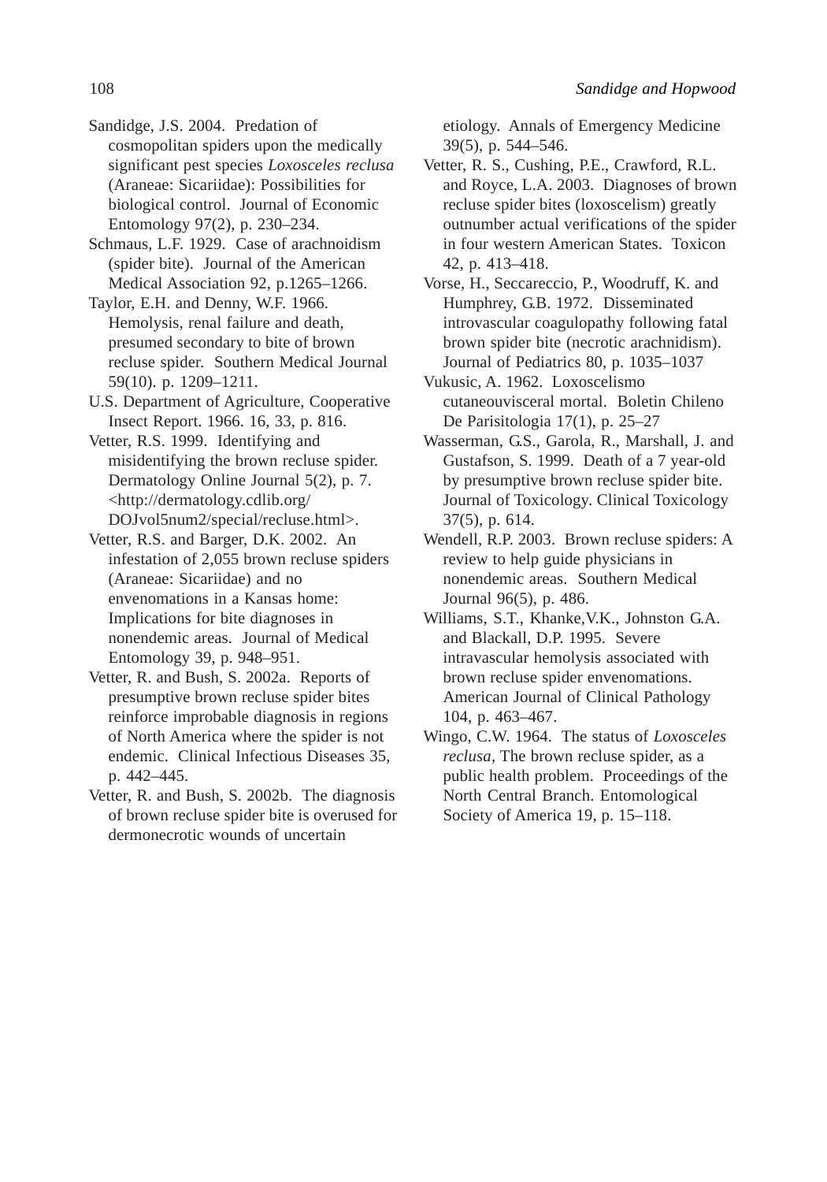Sandidge, J.S. 2004. Predation of cosmopolitan spiders upon the medically significant pest species *Loxosceles reclusa* (Araneae: Sicariidae): Possibilities for biological control. Journal of Economic Entomology 97(2), p. 230–234.

Schmaus, L.F. 1929. Case of arachnoidism (spider bite). Journal of the American Medical Association 92, p.1265–1266.

Taylor, E.H. and Denny, W.F. 1966. Hemolysis, renal failure and death, presumed secondary to bite of brown recluse spider. Southern Medical Journal 59(10). p. 1209–1211.

U.S. Department of Agriculture, Cooperative Insect Report. 1966. 16, 33, p. 816.

Vetter, R.S. 1999. Identifying and misidentifying the brown recluse spider. Dermatology Online Journal 5(2), p. 7. <http://dermatology.cdlib.org/DOJvol5num2/special/recluse.html>.

Vetter, R.S. and Barger, D.K. 2002. An infestation of 2,055 brown recluse spiders (Araneae: Sicariidae) and no envenomations in a Kansas home: Implications for bite diagnoses in nonendemic areas. Journal of Medical Entomology 39, p. 948–951.

Vetter, R. and Bush, S. 2002a. Reports of presumptive brown recluse spider bites reinforce improbable diagnosis in regions of North America where the spider is not endemic. Clinical Infectious Diseases 35, p. 442–445.

Vetter, R. and Bush, S. 2002b. The diagnosis of brown recluse spider bite is overused for dermonecrotic wounds of uncertain etiology. Annals of Emergency Medicine 39(5), p. 544–546.

Vetter, R. S., Cushing, P.E., Crawford, R.L. and Royce, L.A. 2003. Diagnoses of brown recluse spider bites (loxoscelism) greatly outnumber actual verifications of the spider in four western American States. Toxicon 42, p. 413–418.

Vorse, H., Seccareccio, P., Woodruff, K. and Humphrey, G.B. 1972. Disseminated introvascular coagulopathy following fatal brown spider bite (necrotic arachnidism). Journal of Pediatrics 80, p. 1035–1037

Vukusic, A. 1962. Loxoscelismo cutaneouvisceral mortal. Boletin Chileno De Parisitologia 17(1), p. 25–27

Wasserman, G.S., Garola, R., Marshall, J. and Gustafson, S. 1999. Death of a 7 year-old by presumptive brown recluse spider bite. Journal of Toxicology. Clinical Toxicology 37(5), p. 614.

Wendell, R.P. 2003. Brown recluse spiders: A review to help guide physicians in nonendemic areas. Southern Medical Journal 96(5), p. 486.

Williams, S.T., Khanke,V.K., Johnston G.A. and Blackall, D.P. 1995. Severe intravascular hemolysis associated with brown recluse spider envenomations. American Journal of Clinical Pathology 104, p. 463–467.

Wingo, C.W. 1964. The status of *Loxosceles reclusa*, The brown recluse spider, as a public health problem. Proceedings of the North Central Branch. Entomological Society of America 19, p. 15–118.